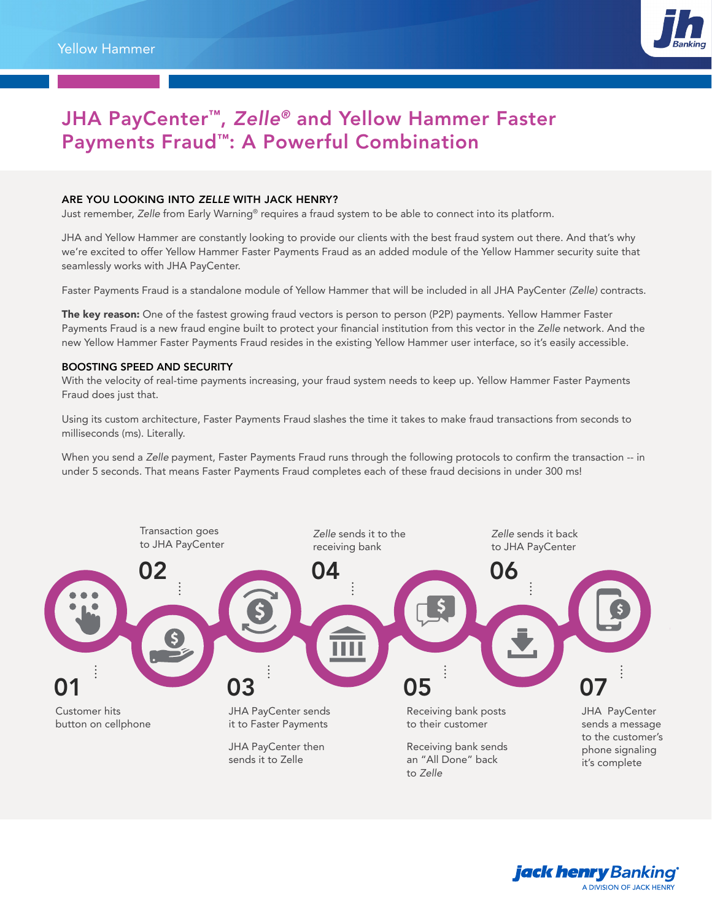# JHA PayCenter™, *Zelle®* and Yellow Hammer Faster Payments Fraud™: A Powerful Combination

### ARE YOU LOOKING INTO *ZELLE* WITH JACK HENRY?

Just remember, *Zelle* from Early Warning® requires a fraud system to be able to connect into its platform.

JHA and Yellow Hammer are constantly looking to provide our clients with the best fraud system out there. And that's why we're excited to offer Yellow Hammer Faster Payments Fraud as an added module of the Yellow Hammer security suite that seamlessly works with JHA PayCenter.

Faster Payments Fraud is a standalone module of Yellow Hammer that will be included in all JHA PayCenter *(Zelle)* contracts.

**The key reason:** One of the fastest growing fraud vectors is person to person (P2P) payments. Yellow Hammer Faster Payments Fraud is a new fraud engine built to protect your financial institution from this vector in the *Zelle* network. And the new Yellow Hammer Faster Payments Fraud resides in the existing Yellow Hammer user interface, so it's easily accessible.

### BOOSTING SPEED AND SECURITY

With the velocity of real-time payments increasing, your fraud system needs to keep up. Yellow Hammer Faster Payments Fraud does just that.

Using its custom architecture, Faster Payments Fraud slashes the time it takes to make fraud transactions from seconds to milliseconds (ms). Literally.

When you send a *Zelle* payment, Faster Payments Fraud runs through the following protocols to confirm the transaction -- in under 5 seconds. That means Faster Payments Fraud completes each of these fraud decisions in under 300 ms!

**01** Customer hits button on cellphone

**02** Transaction goes to JHA PayCenter

**03** JHA PayCenter sends it to Faster Payments

JHA PayCenter then sends it to Zelle

**04** *Zelle* sends it to the receiving bank

**05** Receiving bank posts to their customer

Receiving bank sends an "All Done" back to *Zelle*

**06** *Zelle* sends it back to JHA PayCenter

**07** JHA PayCenter sends a message to the customer's phone signaling it's complete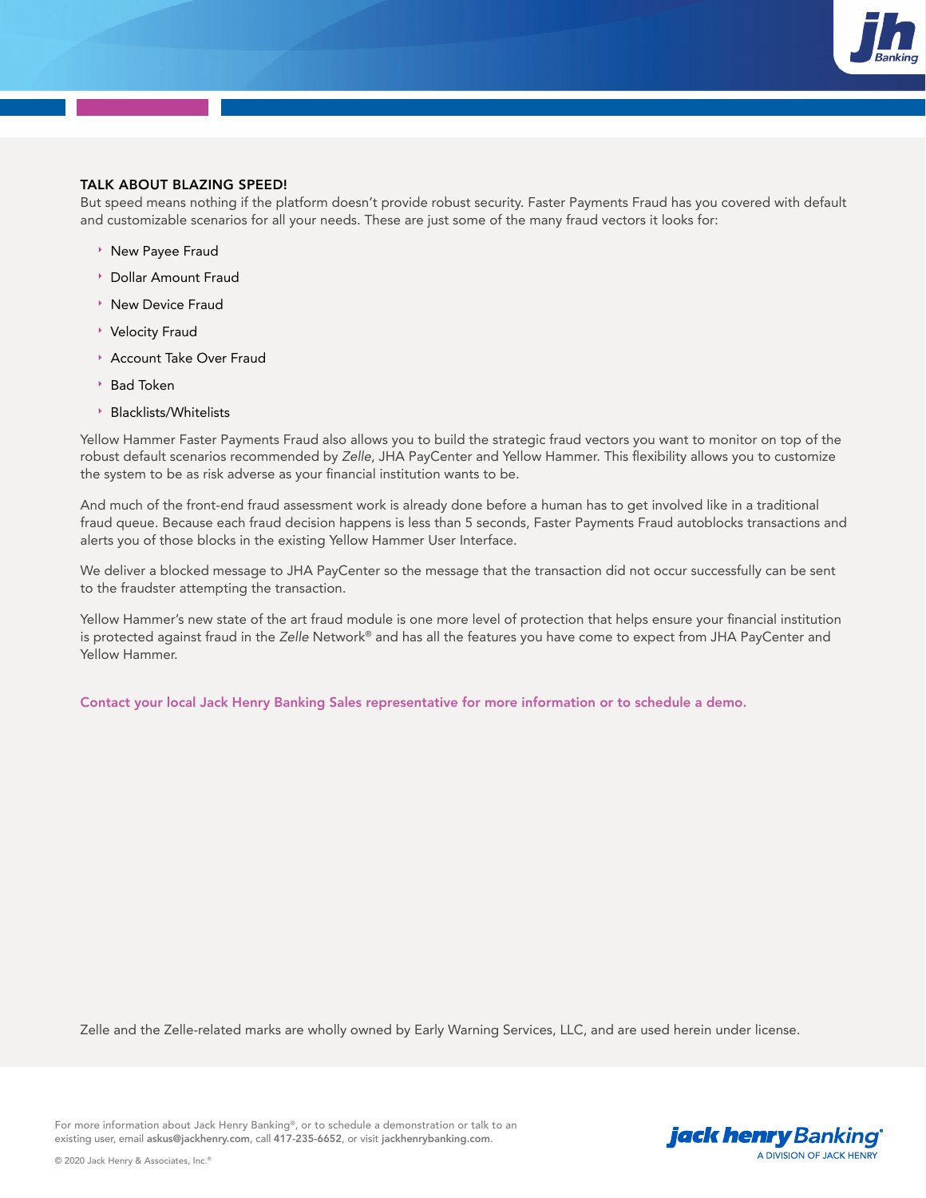## TALK ABOUT BLAZING SPEED!

But speed means nothing if the platform doesn't provide robust security. Faster Payments Fraud has you covered with default and customizable scenarios for all your needs. These are just some of the many fraud vectors it looks for:

- New Payee Fraud
- Dollar Amount Fraud
- New Device Fraud
- Velocity Fraud
- Account Take Over Fraud
- Bad Token
- Blacklists/Whitelists

Yellow Hammer Faster Payments Fraud also allows you to build the strategic fraud vectors you want to monitor on top of the robust default scenarios recommended by *Zelle*, JHA PayCenter and Yellow Hammer. This flexibility allows you to customize the system to be as risk adverse as your financial institution wants to be.

And much of the front-end fraud assessment work is already done before a human has to get involved like in a traditional fraud queue. Because each fraud decision happens is less than 5 seconds, Faster Payments Fraud autoblocks transactions and alerts you of those blocks in the existing Yellow Hammer User Interface.

We deliver a blocked message to JHA PayCenter so the message that the transaction did not occur successfully can be sent to the fraudster attempting the transaction.

Yellow Hammer's new state of the art fraud module is one more level of protection that helps ensure your financial institution is protected against fraud in the *Zelle* Network® and has all the features you have come to expect from JHA PayCenter and Yellow Hammer.

**Contact your local Jack Henry Banking Sales representative for more information or to schedule a demo.**

Zelle and the Zelle-related marks are wholly owned by Early Warning Services, LLC, and are used herein under license.

For more information about Jack Henry Banking®, or to schedule a demonstration or talk to an existing user, email **askus@jackhenry.com**, call **417-235-6652**, or visit **jackhenrybanking.com**.

© 2020 Jack Henry & Associates, Inc.®

jack henry Banking® A DIVISION OF JACK HENRY